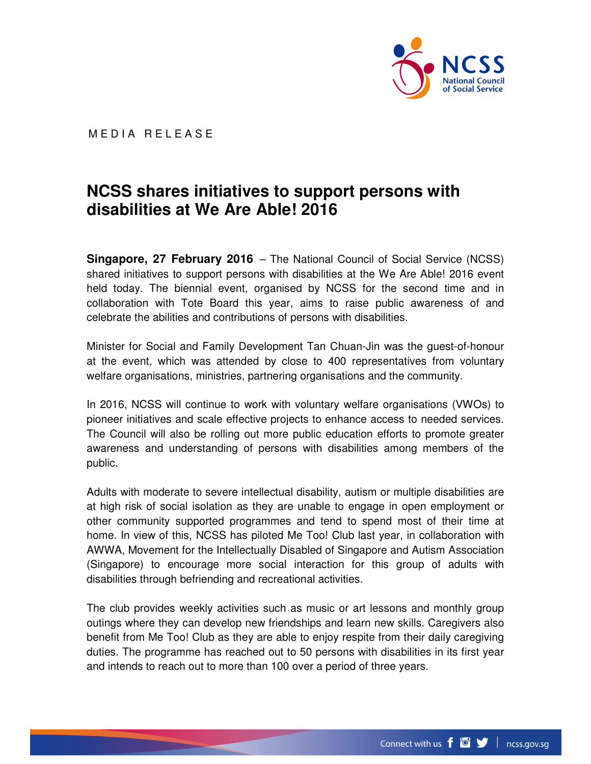MEDIA RELEASE

# NCSS shares initiatives to support persons with disabilities at We Are Able! 2016

**Singapore, 27 February 2016** – The National Council of Social Service (NCSS) shared initiatives to support persons with disabilities at the We Are Able! 2016 event held today. The biennial event, organised by NCSS for the second time and in collaboration with Tote Board this year, aims to raise public awareness of and celebrate the abilities and contributions of persons with disabilities.

Minister for Social and Family Development Tan Chuan-Jin was the guest-of-honour at the event, which was attended by close to 400 representatives from voluntary welfare organisations, ministries, partnering organisations and the community.

In 2016, NCSS will continue to work with voluntary welfare organisations (VWOs) to pioneer initiatives and scale effective projects to enhance access to needed services. The Council will also be rolling out more public education efforts to promote greater awareness and understanding of persons with disabilities among members of the public.

Adults with moderate to severe intellectual disability, autism or multiple disabilities are at high risk of social isolation as they are unable to engage in open employment or other community supported programmes and tend to spend most of their time at home. In view of this, NCSS has piloted Me Too! Club last year, in collaboration with AWWA, Movement for the Intellectually Disabled of Singapore and Autism Association (Singapore) to encourage more social interaction for this group of adults with disabilities through befriending and recreational activities.

The club provides weekly activities such as music or art lessons and monthly group outings where they can develop new friendships and learn new skills. Caregivers also benefit from Me Too! Club as they are able to enjoy respite from their daily caregiving duties. The programme has reached out to 50 persons with disabilities in its first year and intends to reach out to more than 100 over a period of three years.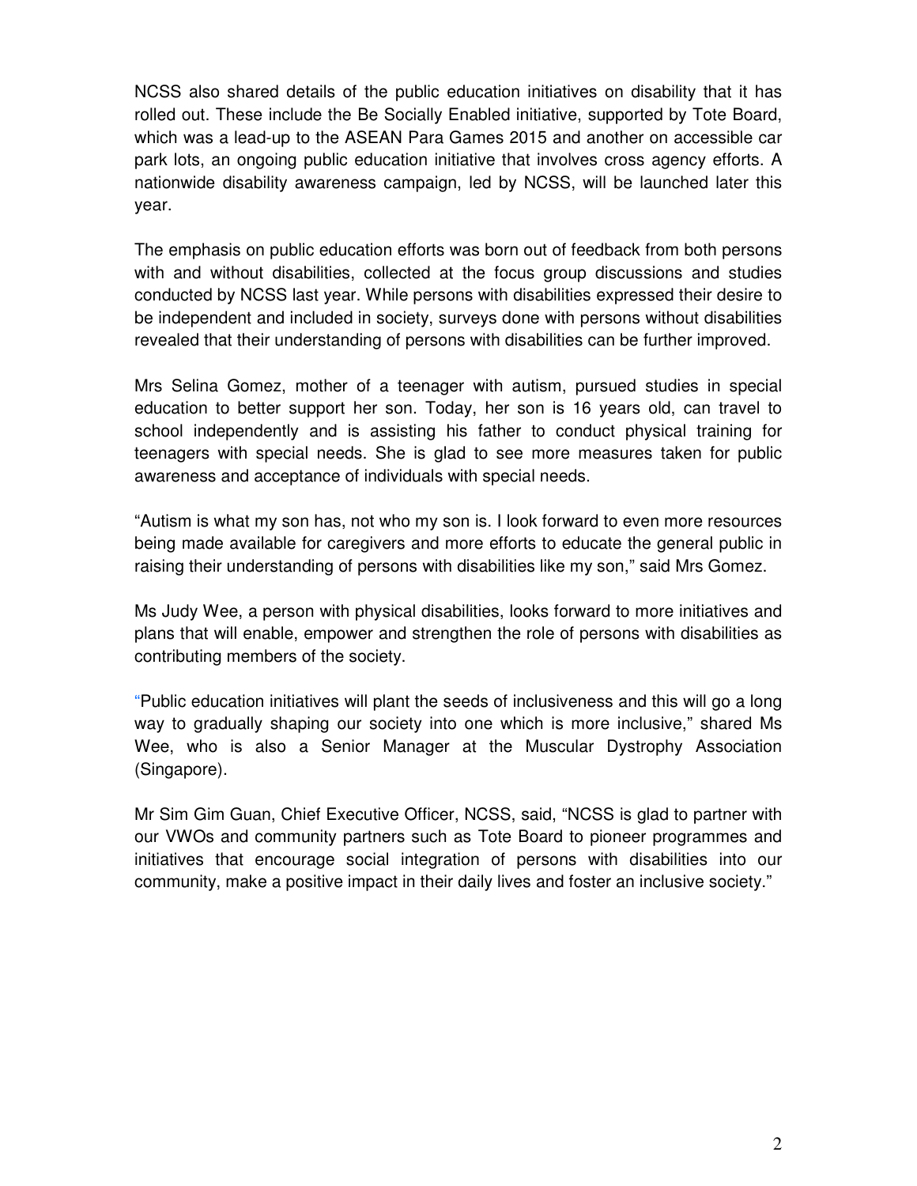NCSS also shared details of the public education initiatives on disability that it has rolled out. These include the Be Socially Enabled initiative, supported by Tote Board, which was a lead-up to the ASEAN Para Games 2015 and another on accessible car park lots, an ongoing public education initiative that involves cross agency efforts. A nationwide disability awareness campaign, led by NCSS, will be launched later this year.

The emphasis on public education efforts was born out of feedback from both persons with and without disabilities, collected at the focus group discussions and studies conducted by NCSS last year. While persons with disabilities expressed their desire to be independent and included in society, surveys done with persons without disabilities revealed that their understanding of persons with disabilities can be further improved.

Mrs Selina Gomez, mother of a teenager with autism, pursued studies in special education to better support her son. Today, her son is 16 years old, can travel to school independently and is assisting his father to conduct physical training for teenagers with special needs. She is glad to see more measures taken for public awareness and acceptance of individuals with special needs.

"Autism is what my son has, not who my son is. I look forward to even more resources being made available for caregivers and more efforts to educate the general public in raising their understanding of persons with disabilities like my son," said Mrs Gomez.

Ms Judy Wee, a person with physical disabilities, looks forward to more initiatives and plans that will enable, empower and strengthen the role of persons with disabilities as contributing members of the society.

"Public education initiatives will plant the seeds of inclusiveness and this will go a long way to gradually shaping our society into one which is more inclusive," shared Ms Wee, who is also a Senior Manager at the Muscular Dystrophy Association (Singapore).

Mr Sim Gim Guan, Chief Executive Officer, NCSS, said, "NCSS is glad to partner with our VWOs and community partners such as Tote Board to pioneer programmes and initiatives that encourage social integration of persons with disabilities into our community, make a positive impact in their daily lives and foster an inclusive society."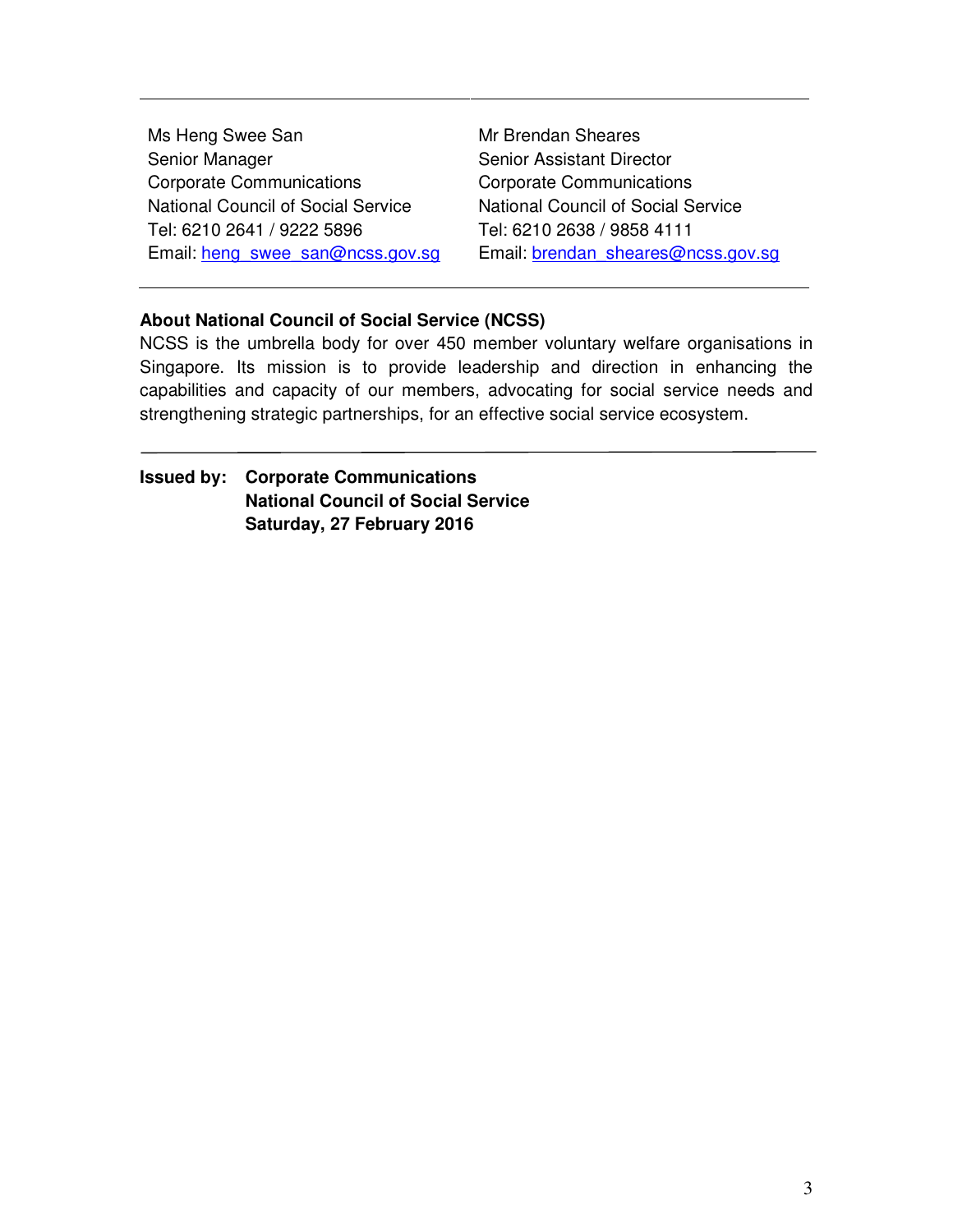| | |
|---|---|
| Ms Heng Swee San<br>Senior Manager<br>Corporate Communications<br>National Council of Social Service<br>Tel: 6210 2641 / 9222 5896<br>Email: heng_swee_san@ncss.gov.sg | Mr Brendan Sheares<br>Senior Assistant Director<br>Corporate Communications<br>National Council of Social Service<br>Tel: 6210 2638 / 9858 4111<br>Email: brendan_sheares@ncss.gov.sg |

**About National Council of Social Service (NCSS)**

NCSS is the umbrella body for over 450 member voluntary welfare organisations in Singapore. Its mission is to provide leadership and direction in enhancing the capabilities and capacity of our members, advocating for social service needs and strengthening strategic partnerships, for an effective social service ecosystem.

---

**Issued by: Corporate Communications**
**National Council of Social Service**
**Saturday, 27 February 2016**